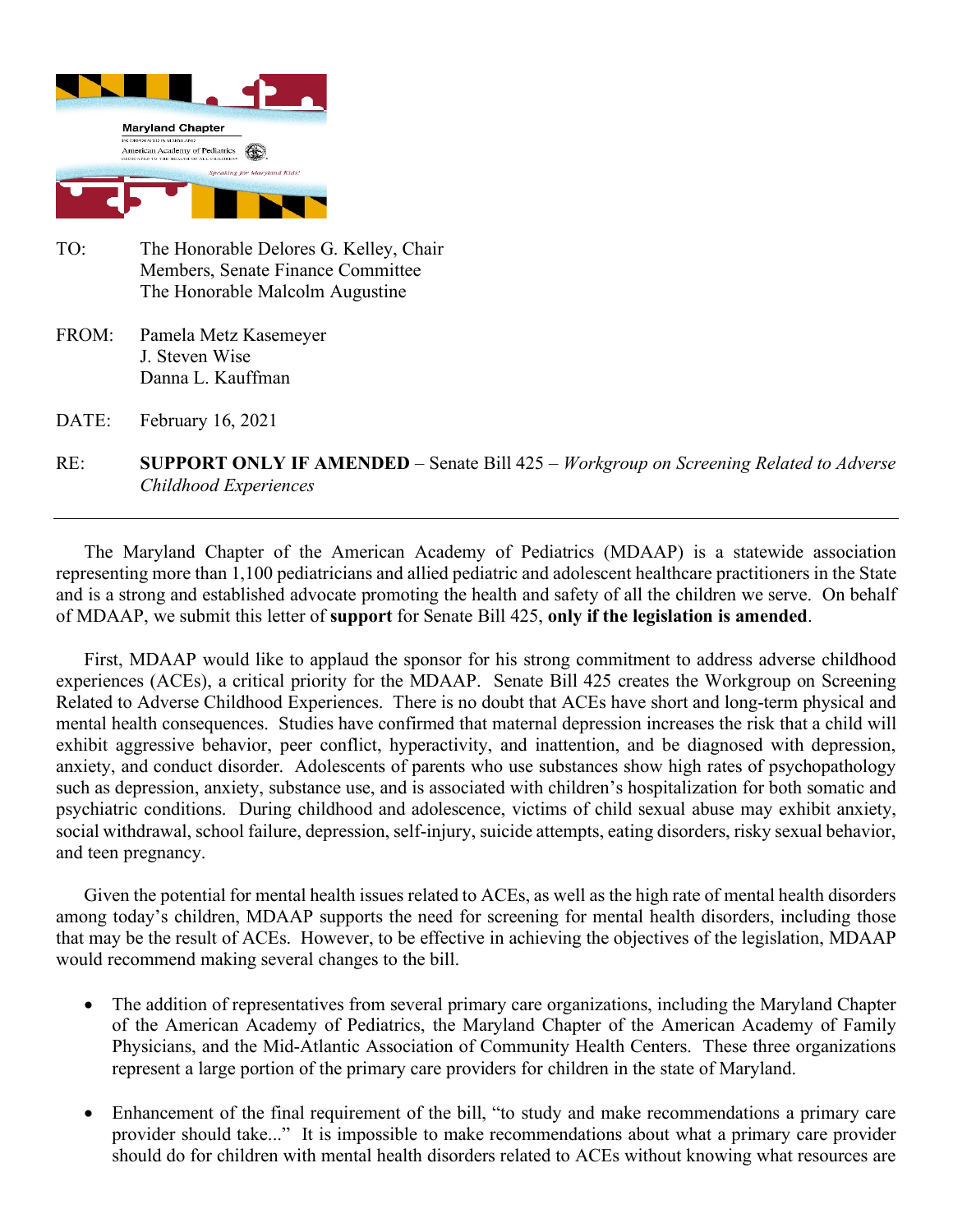Maryland Chapter
INCORPORATED IN MARYLAND
American Academy of Pediatrics
DEDICATED TO THE HEALTH OF ALL CHILDREN
*Speaking for Maryland Kids!*

TO: The Honorable Delores G. Kelley, Chair
Members, Senate Finance Committee
The Honorable Malcolm Augustine

FROM: Pamela Metz Kasemeyer
J. Steven Wise
Danna L. Kauffman

DATE: February 16, 2021

RE: **SUPPORT ONLY IF AMENDED** – Senate Bill 425 – *Workgroup on Screening Related to Adverse Childhood Experiences*

---

The Maryland Chapter of the American Academy of Pediatrics (MDAAP) is a statewide association representing more than 1,100 pediatricians and allied pediatric and adolescent healthcare practitioners in the State and is a strong and established advocate promoting the health and safety of all the children we serve. On behalf of MDAAP, we submit this letter of **support** for Senate Bill 425, **only if the legislation is amended**.

First, MDAAP would like to applaud the sponsor for his strong commitment to address adverse childhood experiences (ACEs), a critical priority for the MDAAP. Senate Bill 425 creates the Workgroup on Screening Related to Adverse Childhood Experiences. There is no doubt that ACEs have short and long-term physical and mental health consequences. Studies have confirmed that maternal depression increases the risk that a child will exhibit aggressive behavior, peer conflict, hyperactivity, and inattention, and be diagnosed with depression, anxiety, and conduct disorder. Adolescents of parents who use substances show high rates of psychopathology such as depression, anxiety, substance use, and is associated with children's hospitalization for both somatic and psychiatric conditions. During childhood and adolescence, victims of child sexual abuse may exhibit anxiety, social withdrawal, school failure, depression, self-injury, suicide attempts, eating disorders, risky sexual behavior, and teen pregnancy.

Given the potential for mental health issues related to ACEs, as well as the high rate of mental health disorders among today's children, MDAAP supports the need for screening for mental health disorders, including those that may be the result of ACEs. However, to be effective in achieving the objectives of the legislation, MDAAP would recommend making several changes to the bill.

- The addition of representatives from several primary care organizations, including the Maryland Chapter of the American Academy of Pediatrics, the Maryland Chapter of the American Academy of Family Physicians, and the Mid-Atlantic Association of Community Health Centers. These three organizations represent a large portion of the primary care providers for children in the state of Maryland.

- Enhancement of the final requirement of the bill, "to study and make recommendations a primary care provider should take..." It is impossible to make recommendations about what a primary care provider should do for children with mental health disorders related to ACEs without knowing what resources are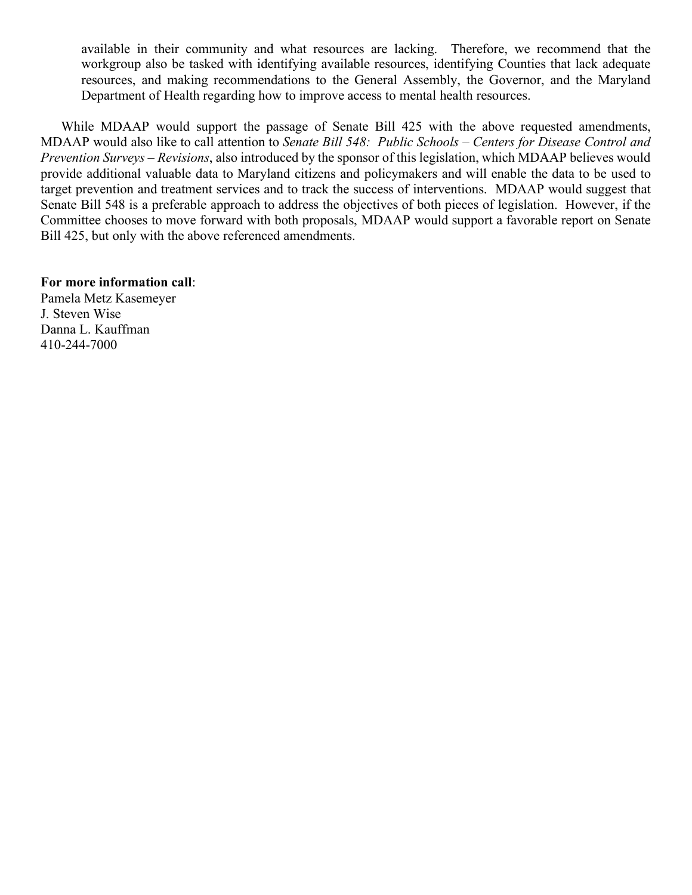available in their community and what resources are lacking. Therefore, we recommend that the workgroup also be tasked with identifying available resources, identifying Counties that lack adequate resources, and making recommendations to the General Assembly, the Governor, and the Maryland Department of Health regarding how to improve access to mental health resources.

While MDAAP would support the passage of Senate Bill 425 with the above requested amendments, MDAAP would also like to call attention to *Senate Bill 548: Public Schools – Centers for Disease Control and Prevention Surveys – Revisions*, also introduced by the sponsor of this legislation, which MDAAP believes would provide additional valuable data to Maryland citizens and policymakers and will enable the data to be used to target prevention and treatment services and to track the success of interventions. MDAAP would suggest that Senate Bill 548 is a preferable approach to address the objectives of both pieces of legislation. However, if the Committee chooses to move forward with both proposals, MDAAP would support a favorable report on Senate Bill 425, but only with the above referenced amendments.

**For more information call**:
Pamela Metz Kasemeyer
J. Steven Wise
Danna L. Kauffman
410-244-7000